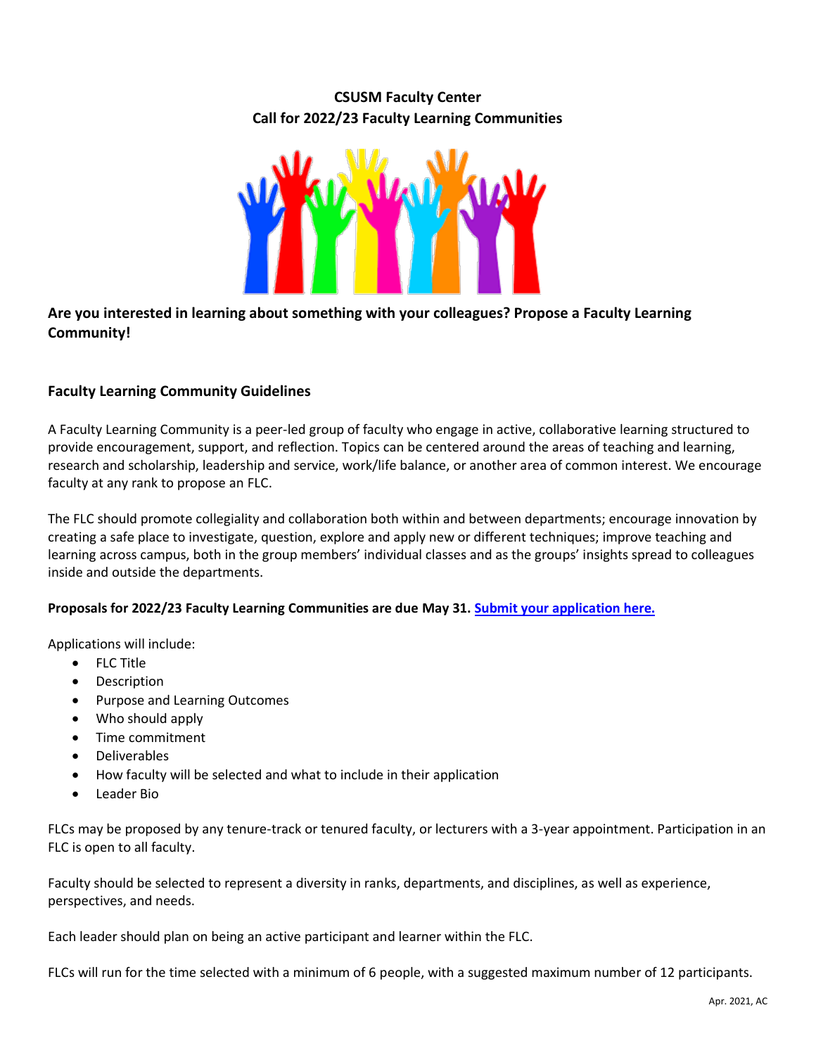# CSUSM Faculty Center
# Call for 2022/23 Faculty Learning Communities

**Are you interested in learning about something with your colleagues? Propose a Faculty Learning Community!**

## Faculty Learning Community Guidelines

A Faculty Learning Community is a peer-led group of faculty who engage in active, collaborative learning structured to provide encouragement, support, and reflection. Topics can be centered around the areas of teaching and learning, research and scholarship, leadership and service, work/life balance, or another area of common interest. We encourage faculty at any rank to propose an FLC.

The FLC should promote collegiality and collaboration both within and between departments; encourage innovation by creating a safe place to investigate, question, explore and apply new or different techniques; improve teaching and learning across campus, both in the group members' individual classes and as the groups' insights spread to colleagues inside and outside the departments.

**Proposals for 2022/23 Faculty Learning Communities are due May 31. [Submit your application here.]()**

Applications will include:

- FLC Title
- Description
- Purpose and Learning Outcomes
- Who should apply
- Time commitment
- Deliverables
- How faculty will be selected and what to include in their application
- Leader Bio

FLCs may be proposed by any tenure-track or tenured faculty, or lecturers with a 3-year appointment. Participation in an FLC is open to all faculty.

Faculty should be selected to represent a diversity in ranks, departments, and disciplines, as well as experience, perspectives, and needs.

Each leader should plan on being an active participant and learner within the FLC.

FLCs will run for the time selected with a minimum of 6 people, with a suggested maximum number of 12 participants.

Apr. 2021, AC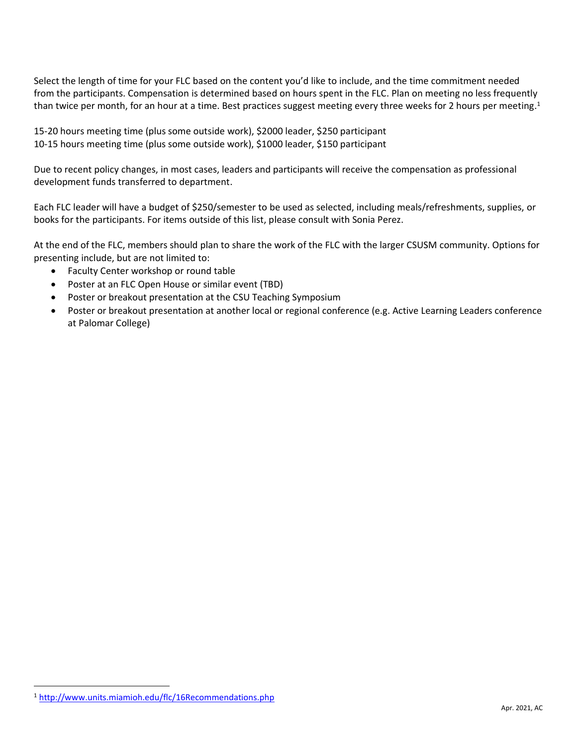Select the length of time for your FLC based on the content you'd like to include, and the time commitment needed from the participants. Compensation is determined based on hours spent in the FLC. Plan on meeting no less frequently than twice per month, for an hour at a time. Best practices suggest meeting every three weeks for 2 hours per meeting.[1]

15-20 hours meeting time (plus some outside work), $2000 leader, $250 participant
10-15 hours meeting time (plus some outside work), $1000 leader, $150 participant

Due to recent policy changes, in most cases, leaders and participants will receive the compensation as professional development funds transferred to department.

Each FLC leader will have a budget of $250/semester to be used as selected, including meals/refreshments, supplies, or books for the participants. For items outside of this list, please consult with Sonia Perez.

At the end of the FLC, members should plan to share the work of the FLC with the larger CSUSM community. Options for presenting include, but are not limited to:

- Faculty Center workshop or round table
- Poster at an FLC Open House or similar event (TBD)
- Poster or breakout presentation at the CSU Teaching Symposium
- Poster or breakout presentation at another local or regional conference (e.g. Active Learning Leaders conference at Palomar College)

[1] http://www.units.miamioh.edu/flc/16Recommendations.php

Apr. 2021, AC